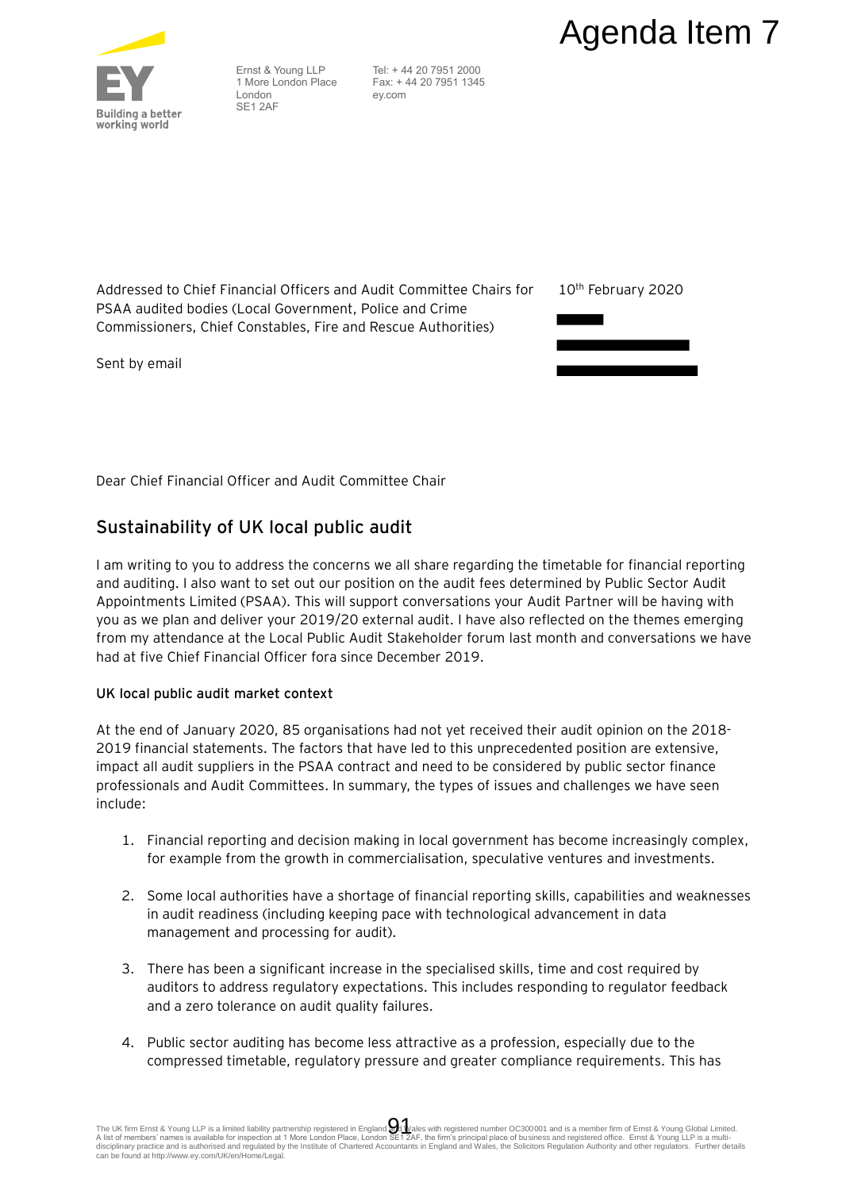Agenda Item 7

Ernst & Young LLP
1 More London Place
London
SE1 2AF

Tel: + 44 20 7951 2000
Fax: + 44 20 7951 1345
ey.com

Addressed to Chief Financial Officers and Audit Committee Chairs for PSAA audited bodies (Local Government, Police and Crime Commissioners, Chief Constables, Fire and Rescue Authorities)

10th February 2020

Sent by email

Dear Chief Financial Officer and Audit Committee Chair

## Sustainability of UK local public audit

I am writing to you to address the concerns we all share regarding the timetable for financial reporting and auditing. I also want to set out our position on the audit fees determined by Public Sector Audit Appointments Limited (PSAA). This will support conversations your Audit Partner will be having with you as we plan and deliver your 2019/20 external audit. I have also reflected on the themes emerging from my attendance at the Local Public Audit Stakeholder forum last month and conversations we have had at five Chief Financial Officer fora since December 2019.

**UK local public audit market context**

At the end of January 2020, 85 organisations had not yet received their audit opinion on the 2018-2019 financial statements. The factors that have led to this unprecedented position are extensive, impact all audit suppliers in the PSAA contract and need to be considered by public sector finance professionals and Audit Committees. In summary, the types of issues and challenges we have seen include:

1. Financial reporting and decision making in local government has become increasingly complex, for example from the growth in commercialisation, speculative ventures and investments.
2. Some local authorities have a shortage of financial reporting skills, capabilities and weaknesses in audit readiness (including keeping pace with technological advancement in data management and processing for audit).
3. There has been a significant increase in the specialised skills, time and cost required by auditors to address regulatory expectations. This includes responding to regulator feedback and a zero tolerance on audit quality failures.
4. Public sector auditing has become less attractive as a profession, especially due to the compressed timetable, regulatory pressure and greater compliance requirements. This has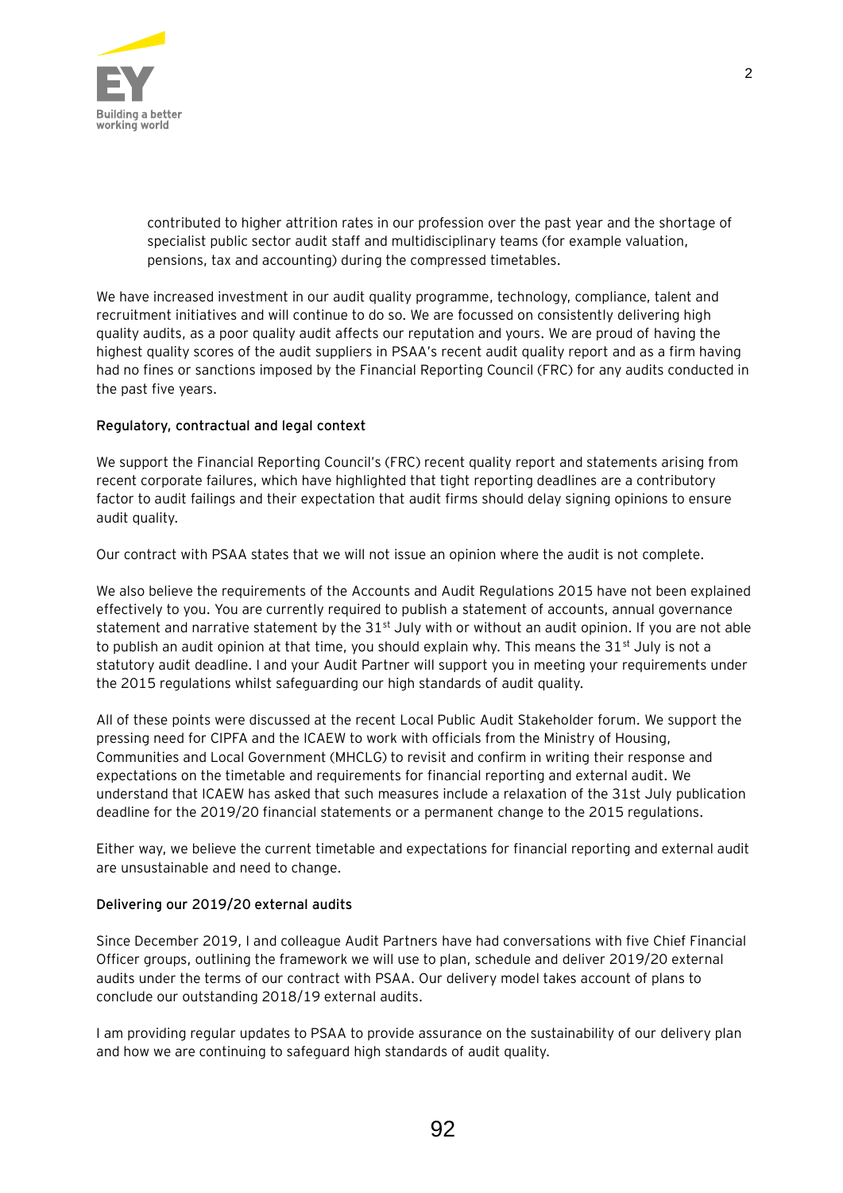contributed to higher attrition rates in our profession over the past year and the shortage of specialist public sector audit staff and multidisciplinary teams (for example valuation, pensions, tax and accounting) during the compressed timetables.

We have increased investment in our audit quality programme, technology, compliance, talent and recruitment initiatives and will continue to do so. We are focussed on consistently delivering high quality audits, as a poor quality audit affects our reputation and yours. We are proud of having the highest quality scores of the audit suppliers in PSAA's recent audit quality report and as a firm having had no fines or sanctions imposed by the Financial Reporting Council (FRC) for any audits conducted in the past five years.

**Regulatory, contractual and legal context**

We support the Financial Reporting Council's (FRC) recent quality report and statements arising from recent corporate failures, which have highlighted that tight reporting deadlines are a contributory factor to audit failings and their expectation that audit firms should delay signing opinions to ensure audit quality.

Our contract with PSAA states that we will not issue an opinion where the audit is not complete.

We also believe the requirements of the Accounts and Audit Regulations 2015 have not been explained effectively to you. You are currently required to publish a statement of accounts, annual governance statement and narrative statement by the 31st July with or without an audit opinion. If you are not able to publish an audit opinion at that time, you should explain why. This means the 31st July is not a statutory audit deadline. I and your Audit Partner will support you in meeting your requirements under the 2015 regulations whilst safeguarding our high standards of audit quality.

All of these points were discussed at the recent Local Public Audit Stakeholder forum. We support the pressing need for CIPFA and the ICAEW to work with officials from the Ministry of Housing, Communities and Local Government (MHCLG) to revisit and confirm in writing their response and expectations on the timetable and requirements for financial reporting and external audit. We understand that ICAEW has asked that such measures include a relaxation of the 31st July publication deadline for the 2019/20 financial statements or a permanent change to the 2015 regulations.

Either way, we believe the current timetable and expectations for financial reporting and external audit are unsustainable and need to change.

**Delivering our 2019/20 external audits**

Since December 2019, I and colleague Audit Partners have had conversations with five Chief Financial Officer groups, outlining the framework we will use to plan, schedule and deliver 2019/20 external audits under the terms of our contract with PSAA. Our delivery model takes account of plans to conclude our outstanding 2018/19 external audits.

I am providing regular updates to PSAA to provide assurance on the sustainability of our delivery plan and how we are continuing to safeguard high standards of audit quality.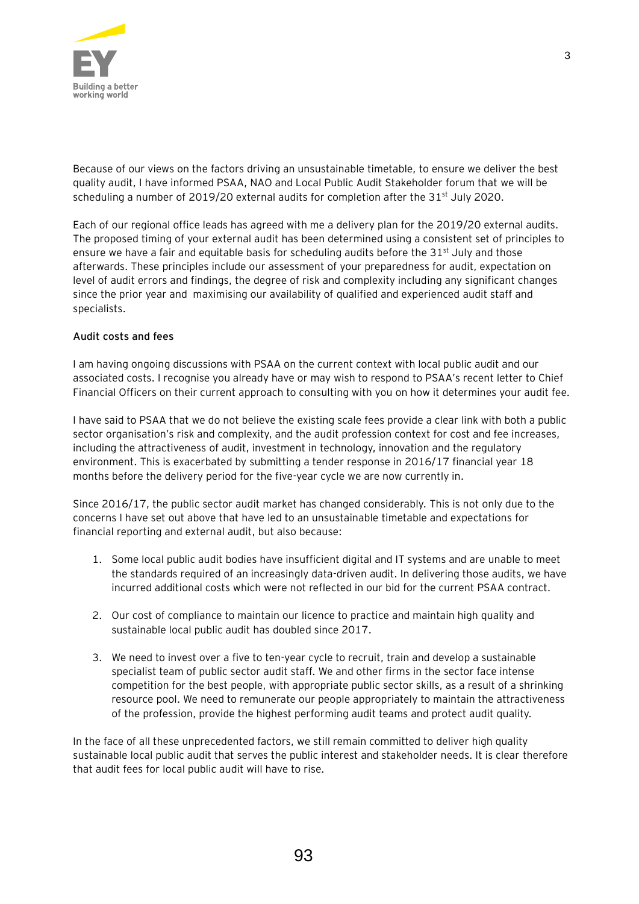Because of our views on the factors driving an unsustainable timetable, to ensure we deliver the best quality audit, I have informed PSAA, NAO and Local Public Audit Stakeholder forum that we will be scheduling a number of 2019/20 external audits for completion after the 31st July 2020.

Each of our regional office leads has agreed with me a delivery plan for the 2019/20 external audits. The proposed timing of your external audit has been determined using a consistent set of principles to ensure we have a fair and equitable basis for scheduling audits before the 31st July and those afterwards. These principles include our assessment of your preparedness for audit, expectation on level of audit errors and findings, the degree of risk and complexity including any significant changes since the prior year and maximising our availability of qualified and experienced audit staff and specialists.

**Audit costs and fees**

I am having ongoing discussions with PSAA on the current context with local public audit and our associated costs. I recognise you already have or may wish to respond to PSAA's recent letter to Chief Financial Officers on their current approach to consulting with you on how it determines your audit fee.

I have said to PSAA that we do not believe the existing scale fees provide a clear link with both a public sector organisation's risk and complexity, and the audit profession context for cost and fee increases, including the attractiveness of audit, investment in technology, innovation and the regulatory environment. This is exacerbated by submitting a tender response in 2016/17 financial year 18 months before the delivery period for the five-year cycle we are now currently in.

Since 2016/17, the public sector audit market has changed considerably. This is not only due to the concerns I have set out above that have led to an unsustainable timetable and expectations for financial reporting and external audit, but also because:

1. Some local public audit bodies have insufficient digital and IT systems and are unable to meet the standards required of an increasingly data-driven audit. In delivering those audits, we have incurred additional costs which were not reflected in our bid for the current PSAA contract.

2. Our cost of compliance to maintain our licence to practice and maintain high quality and sustainable local public audit has doubled since 2017.

3. We need to invest over a five to ten-year cycle to recruit, train and develop a sustainable specialist team of public sector audit staff. We and other firms in the sector face intense competition for the best people, with appropriate public sector skills, as a result of a shrinking resource pool. We need to remunerate our people appropriately to maintain the attractiveness of the profession, provide the highest performing audit teams and protect audit quality.

In the face of all these unprecedented factors, we still remain committed to deliver high quality sustainable local public audit that serves the public interest and stakeholder needs. It is clear therefore that audit fees for local public audit will have to rise.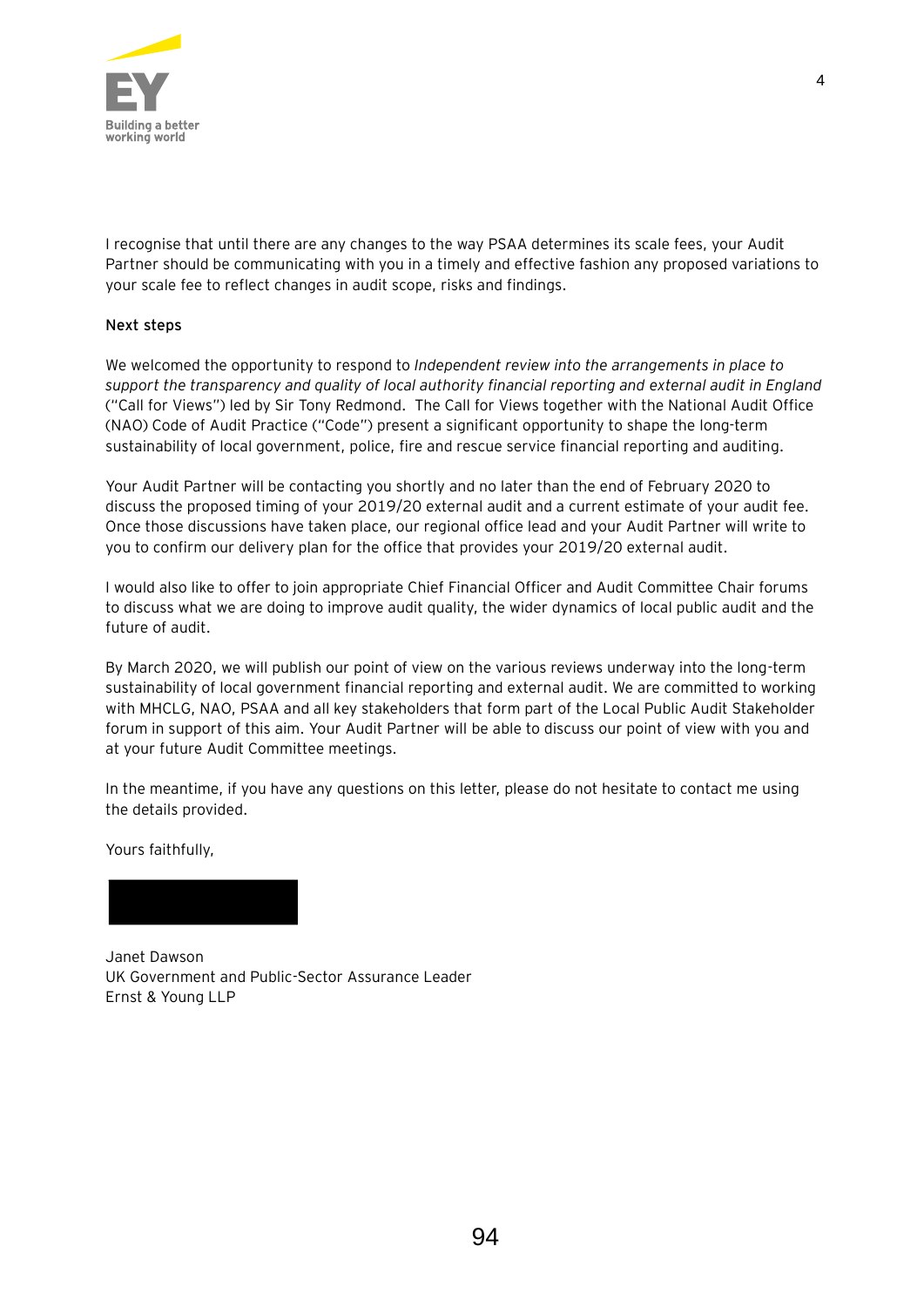I recognise that until there are any changes to the way PSAA determines its scale fees, your Audit Partner should be communicating with you in a timely and effective fashion any proposed variations to your scale fee to reflect changes in audit scope, risks and findings.

**Next steps**

We welcomed the opportunity to respond to *Independent review into the arrangements in place to support the transparency and quality of local authority financial reporting and external audit in England* ("Call for Views") led by Sir Tony Redmond. The Call for Views together with the National Audit Office (NAO) Code of Audit Practice ("Code") present a significant opportunity to shape the long-term sustainability of local government, police, fire and rescue service financial reporting and auditing.

Your Audit Partner will be contacting you shortly and no later than the end of February 2020 to discuss the proposed timing of your 2019/20 external audit and a current estimate of your audit fee. Once those discussions have taken place, our regional office lead and your Audit Partner will write to you to confirm our delivery plan for the office that provides your 2019/20 external audit.

I would also like to offer to join appropriate Chief Financial Officer and Audit Committee Chair forums to discuss what we are doing to improve audit quality, the wider dynamics of local public audit and the future of audit.

By March 2020, we will publish our point of view on the various reviews underway into the long-term sustainability of local government financial reporting and external audit. We are committed to working with MHCLG, NAO, PSAA and all key stakeholders that form part of the Local Public Audit Stakeholder forum in support of this aim. Your Audit Partner will be able to discuss our point of view with you and at your future Audit Committee meetings.

In the meantime, if you have any questions on this letter, please do not hesitate to contact me using the details provided.

Yours faithfully,

Janet Dawson
UK Government and Public-Sector Assurance Leader
Ernst & Young LLP